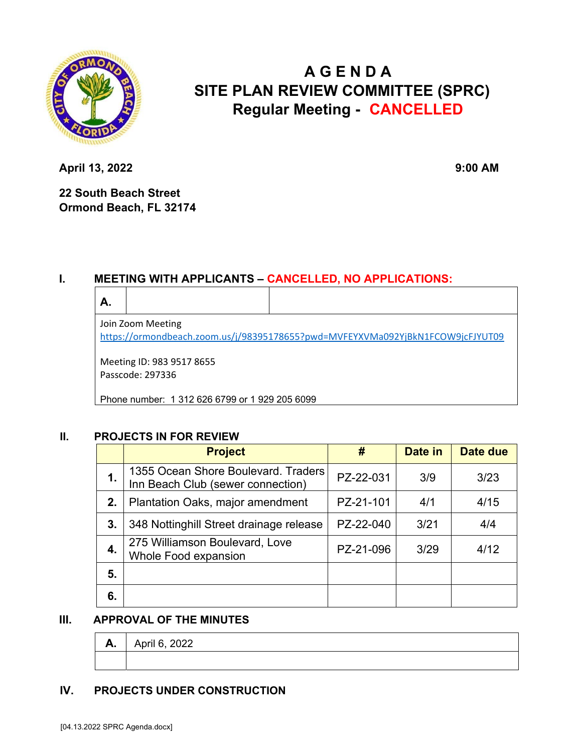# A G E N D A
# SITE PLAN REVIEW COMMITTEE (SPRC)
## Regular Meeting - CANCELLED

**April 13, 2022** **9:00 AM**

**22 South Beach Street**
**Ormond Beach, FL 32174**

## I. MEETING WITH APPLICANTS – CANCELLED, NO APPLICATIONS:

| A. | | |
|---|---|---|

Join Zoom Meeting
https://ormondbeach.zoom.us/j/98395178655?pwd=MVFEYXVMa092YjBkN1FCOW9jcFJYUT09

Meeting ID: 983 9517 8655
Passcode: 297336

Phone number: 1 312 626 6799 or 1 929 205 6099

## II. PROJECTS IN FOR REVIEW

| | Project | # | Date in | Date due |
|---|---|---|---|---|
| 1. | 1355 Ocean Shore Boulevard. Traders Inn Beach Club (sewer connection) | PZ-22-031 | 3/9 | 3/23 |
| 2. | Plantation Oaks, major amendment | PZ-21-101 | 4/1 | 4/15 |
| 3. | 348 Nottinghill Street drainage release | PZ-22-040 | 3/21 | 4/4 |
| 4. | 275 Williamson Boulevard, Love Whole Food expansion | PZ-21-096 | 3/29 | 4/12 |
| 5. | | | | |
| 6. | | | | |

## III. APPROVAL OF THE MINUTES

| A. | April 6, 2022 |
|---|---|
| | |

## IV. PROJECTS UNDER CONSTRUCTION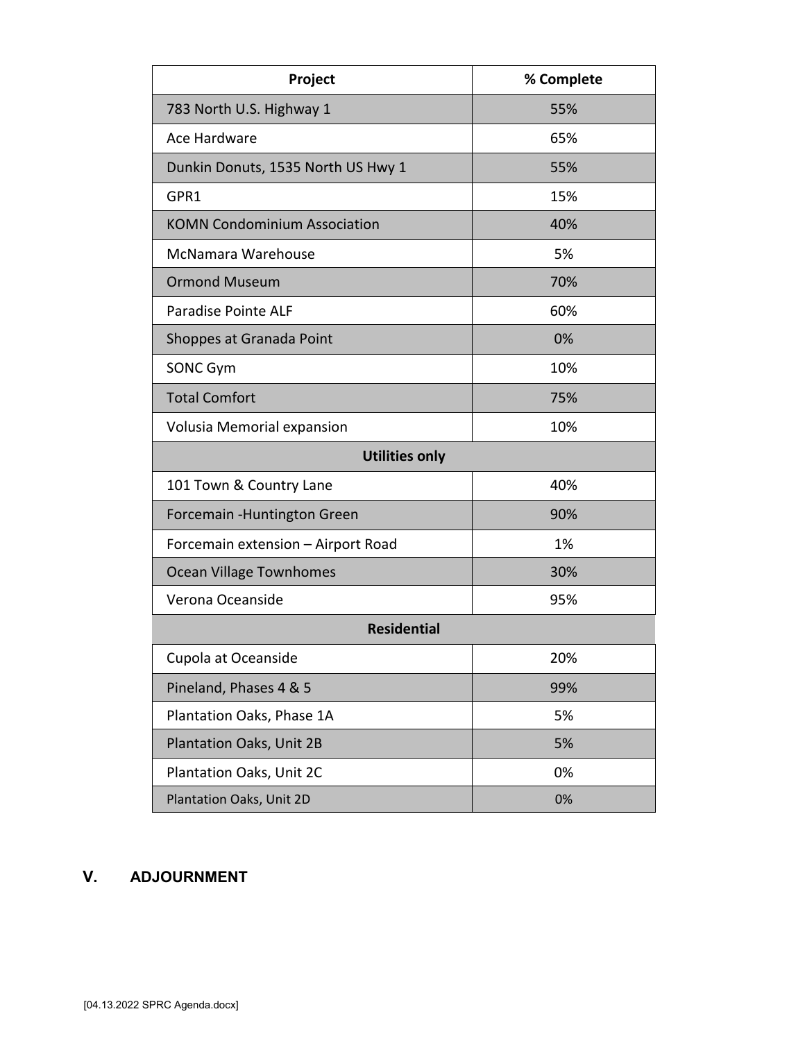| Project | % Complete |
| --- | --- |
| 783 North U.S. Highway 1 | 55% |
| Ace Hardware | 65% |
| Dunkin Donuts, 1535 North US Hwy 1 | 55% |
| GPR1 | 15% |
| KOMN Condominium Association | 40% |
| McNamara Warehouse | 5% |
| Ormond Museum | 70% |
| Paradise Pointe ALF | 60% |
| Shoppes at Granada Point | 0% |
| SONC Gym | 10% |
| Total Comfort | 75% |
| Volusia Memorial expansion | 10% |
| **Utilities only** | |
| 101 Town & Country Lane | 40% |
| Forcemain -Huntington Green | 90% |
| Forcemain extension – Airport Road | 1% |
| Ocean Village Townhomes | 30% |
| Verona Oceanside | 95% |
| **Residential** | |
| Cupola at Oceanside | 20% |
| Pineland, Phases 4 & 5 | 99% |
| Plantation Oaks, Phase 1A | 5% |
| Plantation Oaks, Unit 2B | 5% |
| Plantation Oaks, Unit 2C | 0% |
| Plantation Oaks, Unit 2D | 0% |

## V. ADJOURNMENT

[04.13.2022 SPRC Agenda.docx]